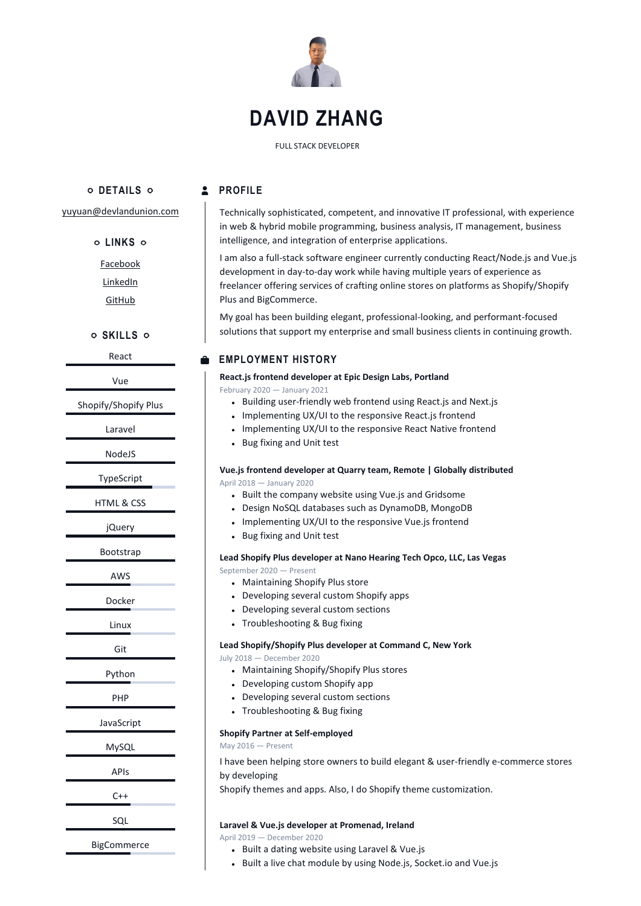# DAVID ZHANG

FULL STACK DEVELOPER

## DETAILS

yuyuan@devlandunion.com

## LINKS

Facebook

LinkedIn

GitHub

## SKILLS

- React
- Vue
- Shopify/Shopify Plus
- Laravel
- NodeJS
- TypeScript
- HTML & CSS
- jQuery
- Bootstrap
- AWS
- Docker
- Linux
- Git
- Python
- PHP
- JavaScript
- MySQL
- APIs
- C++
- SQL
- BigCommerce

## PROFILE

Technically sophisticated, competent, and innovative IT professional, with experience in web & hybrid mobile programming, business analysis, IT management, business intelligence, and integration of enterprise applications.

I am also a full-stack software engineer currently conducting React/Node.js and Vue.js development in day-to-day work while having multiple years of experience as freelancer offering services of crafting online stores on platforms as Shopify/Shopify Plus and BigCommerce.

My goal has been building elegant, professional-looking, and performant-focused solutions that support my enterprise and small business clients in continuing growth.

## EMPLOYMENT HISTORY

### React.js frontend developer at Epic Design Labs, Portland

February 2020 — January 2021

- Building user-friendly web frontend using React.js and Next.js
- Implementing UX/UI to the responsive React.js frontend
- Implementing UX/UI to the responsive React Native frontend
- Bug fixing and Unit test

### Vue.js frontend developer at Quarry team, Remote | Globally distributed

April 2018 — January 2020

- Built the company website using Vue.js and Gridsome
- Design NoSQL databases such as DynamoDB, MongoDB
- Implementing UX/UI to the responsive Vue.js frontend
- Bug fixing and Unit test

### Lead Shopify Plus developer at Nano Hearing Tech Opco, LLC, Las Vegas

September 2020 — Present

- Maintaining Shopify Plus store
- Developing several custom Shopify apps
- Developing several custom sections
- Troubleshooting & Bug fixing

### Lead Shopify/Shopify Plus developer at Command C, New York

July 2018 — December 2020

- Maintaining Shopify/Shopify Plus stores
- Developing custom Shopify app
- Developing several custom sections
- Troubleshooting & Bug fixing

### Shopify Partner at Self-employed

May 2016 — Present

I have been helping store owners to build elegant & user-friendly e-commerce stores by developing
Shopify themes and apps. Also, I do Shopify theme customization.

### Laravel & Vue.js developer at Promenad, Ireland

April 2019 — December 2020

- Built a dating website using Laravel & Vue.js
- Built a live chat module by using Node.js, Socket.io and Vue.js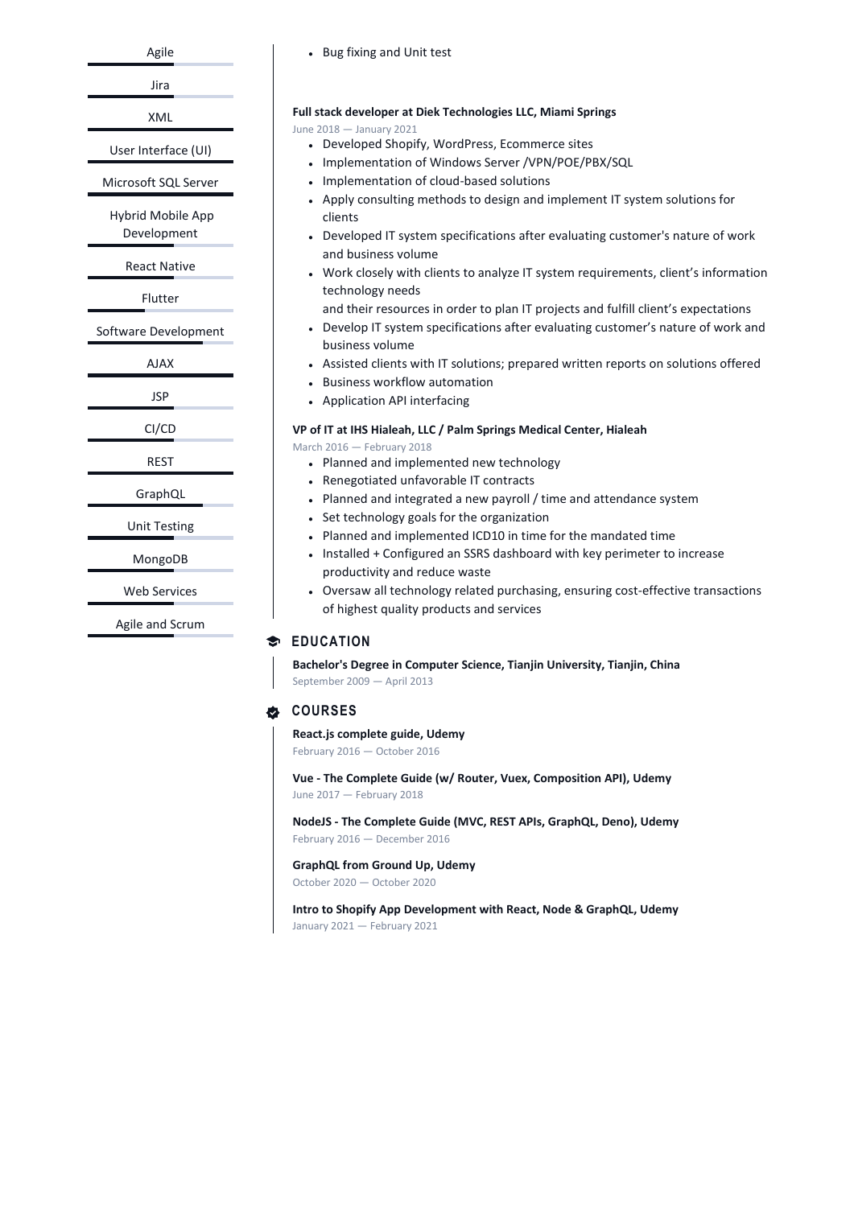- Agile
- Jira
- XML
- User Interface (UI)
- Microsoft SQL Server
- Hybrid Mobile App Development
- React Native
- Flutter
- Software Development
- AJAX
- JSP
- CI/CD
- REST
- GraphQL
- Unit Testing
- MongoDB
- Web Services
- Agile and Scrum

- Bug fixing and Unit test

**Full stack developer at Diek Technologies LLC, Miami Springs**
June 2018 — January 2021

- Developed Shopify, WordPress, Ecommerce sites
- Implementation of Windows Server /VPN/POE/PBX/SQL
- Implementation of cloud-based solutions
- Apply consulting methods to design and implement IT system solutions for clients
- Developed IT system specifications after evaluating customer's nature of work and business volume
- Work closely with clients to analyze IT system requirements, client's information technology needs
  and their resources in order to plan IT projects and fulfill client's expectations
- Develop IT system specifications after evaluating customer's nature of work and business volume
- Assisted clients with IT solutions; prepared written reports on solutions offered
- Business workflow automation
- Application API interfacing

**VP of IT at IHS Hialeah, LLC / Palm Springs Medical Center, Hialeah**
March 2016 — February 2018

- Planned and implemented new technology
- Renegotiated unfavorable IT contracts
- Planned and integrated a new payroll / time and attendance system
- Set technology goals for the organization
- Planned and implemented ICD10 in time for the mandated time
- Installed + Configured an SSRS dashboard with key perimeter to increase productivity and reduce waste
- Oversaw all technology related purchasing, ensuring cost-effective transactions of highest quality products and services

## EDUCATION

**Bachelor's Degree in Computer Science, Tianjin University, Tianjin, China**
September 2009 — April 2013

## COURSES

**React.js complete guide, Udemy**
February 2016 — October 2016

**Vue - The Complete Guide (w/ Router, Vuex, Composition API), Udemy**
June 2017 — February 2018

**NodeJS - The Complete Guide (MVC, REST APIs, GraphQL, Deno), Udemy**
February 2016 — December 2016

**GraphQL from Ground Up, Udemy**
October 2020 — October 2020

**Intro to Shopify App Development with React, Node & GraphQL, Udemy**
January 2021 — February 2021